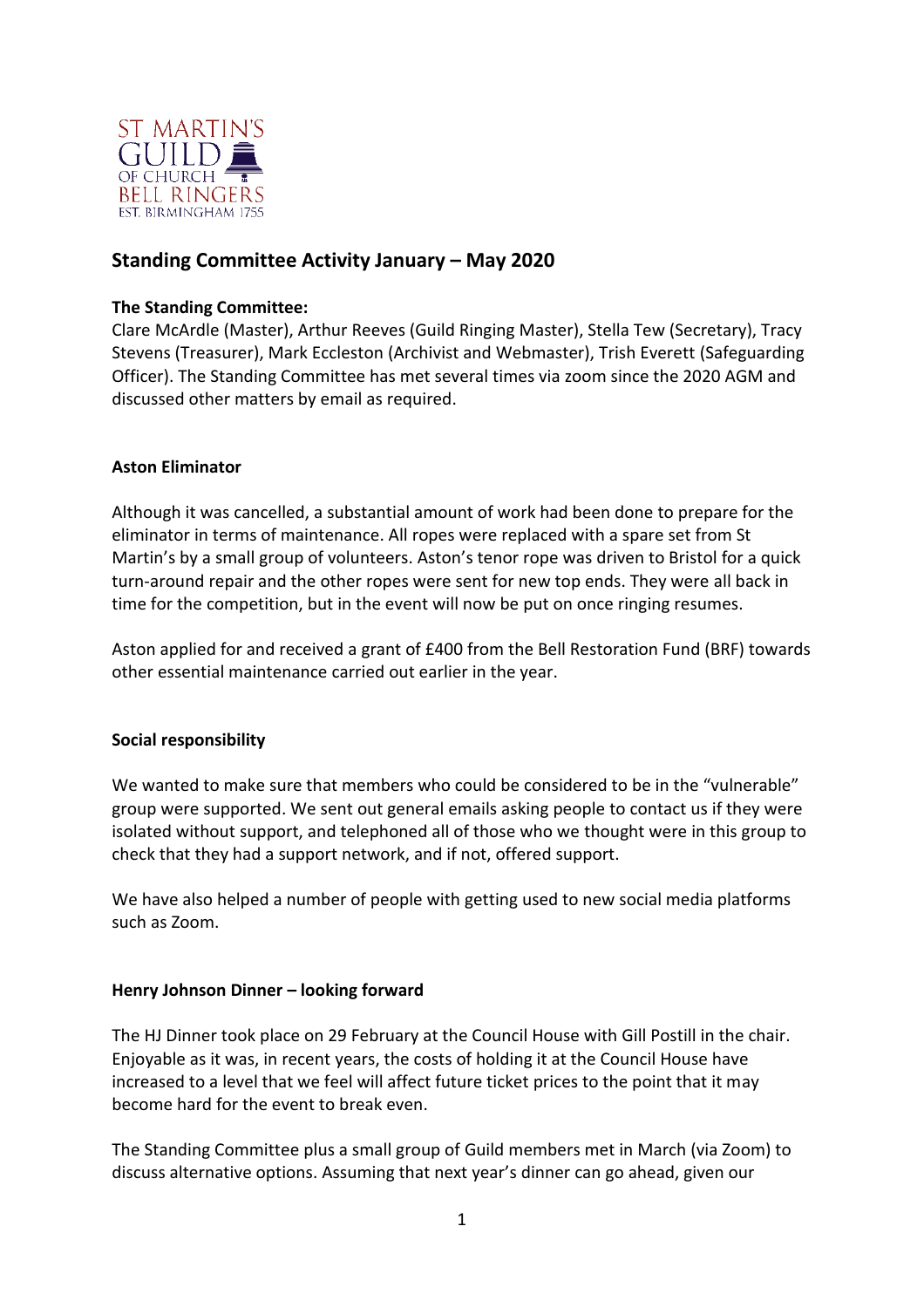## Standing Committee Activity January – May 2020

**The Standing Committee:**

Clare McArdle (Master), Arthur Reeves (Guild Ringing Master), Stella Tew (Secretary), Tracy Stevens (Treasurer), Mark Eccleston (Archivist and Webmaster), Trish Everett (Safeguarding Officer). The Standing Committee has met several times via zoom since the 2020 AGM and discussed other matters by email as required.

### Aston Eliminator

Although it was cancelled, a substantial amount of work had been done to prepare for the eliminator in terms of maintenance. All ropes were replaced with a spare set from St Martin's by a small group of volunteers. Aston's tenor rope was driven to Bristol for a quick turn-around repair and the other ropes were sent for new top ends. They were all back in time for the competition, but in the event will now be put on once ringing resumes.

Aston applied for and received a grant of £400 from the Bell Restoration Fund (BRF) towards other essential maintenance carried out earlier in the year.

### Social responsibility

We wanted to make sure that members who could be considered to be in the "vulnerable" group were supported. We sent out general emails asking people to contact us if they were isolated without support, and telephoned all of those who we thought were in this group to check that they had a support network, and if not, offered support.

We have also helped a number of people with getting used to new social media platforms such as Zoom.

### Henry Johnson Dinner – looking forward

The HJ Dinner took place on 29 February at the Council House with Gill Postill in the chair. Enjoyable as it was, in recent years, the costs of holding it at the Council House have increased to a level that we feel will affect future ticket prices to the point that it may become hard for the event to break even.

The Standing Committee plus a small group of Guild members met in March (via Zoom) to discuss alternative options. Assuming that next year's dinner can go ahead, given our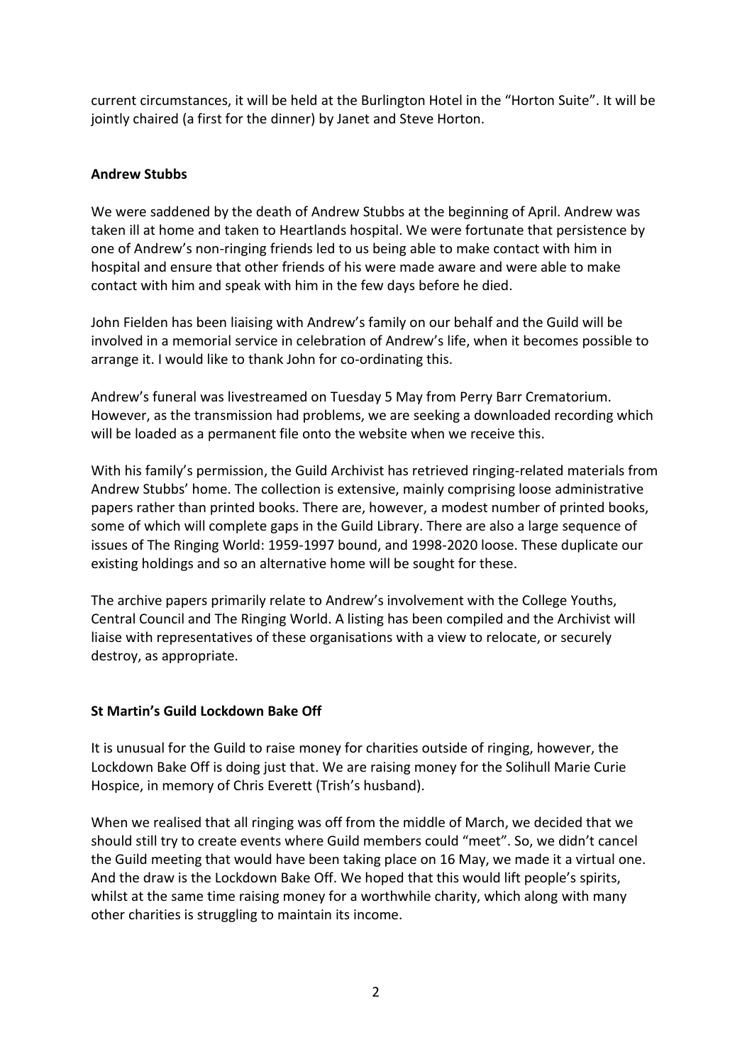current circumstances, it will be held at the Burlington Hotel in the "Horton Suite". It will be jointly chaired (a first for the dinner) by Janet and Steve Horton.

**Andrew Stubbs**

We were saddened by the death of Andrew Stubbs at the beginning of April. Andrew was taken ill at home and taken to Heartlands hospital. We were fortunate that persistence by one of Andrew's non-ringing friends led to us being able to make contact with him in hospital and ensure that other friends of his were made aware and were able to make contact with him and speak with him in the few days before he died.

John Fielden has been liaising with Andrew's family on our behalf and the Guild will be involved in a memorial service in celebration of Andrew's life, when it becomes possible to arrange it. I would like to thank John for co-ordinating this.

Andrew's funeral was livestreamed on Tuesday 5 May from Perry Barr Crematorium. However, as the transmission had problems, we are seeking a downloaded recording which will be loaded as a permanent file onto the website when we receive this.

With his family's permission, the Guild Archivist has retrieved ringing-related materials from Andrew Stubbs' home. The collection is extensive, mainly comprising loose administrative papers rather than printed books. There are, however, a modest number of printed books, some of which will complete gaps in the Guild Library. There are also a large sequence of issues of The Ringing World: 1959-1997 bound, and 1998-2020 loose. These duplicate our existing holdings and so an alternative home will be sought for these.

The archive papers primarily relate to Andrew's involvement with the College Youths, Central Council and The Ringing World. A listing has been compiled and the Archivist will liaise with representatives of these organisations with a view to relocate, or securely destroy, as appropriate.

**St Martin's Guild Lockdown Bake Off**

It is unusual for the Guild to raise money for charities outside of ringing, however, the Lockdown Bake Off is doing just that. We are raising money for the Solihull Marie Curie Hospice, in memory of Chris Everett (Trish's husband).

When we realised that all ringing was off from the middle of March, we decided that we should still try to create events where Guild members could "meet". So, we didn't cancel the Guild meeting that would have been taking place on 16 May, we made it a virtual one. And the draw is the Lockdown Bake Off. We hoped that this would lift people's spirits, whilst at the same time raising money for a worthwhile charity, which along with many other charities is struggling to maintain its income.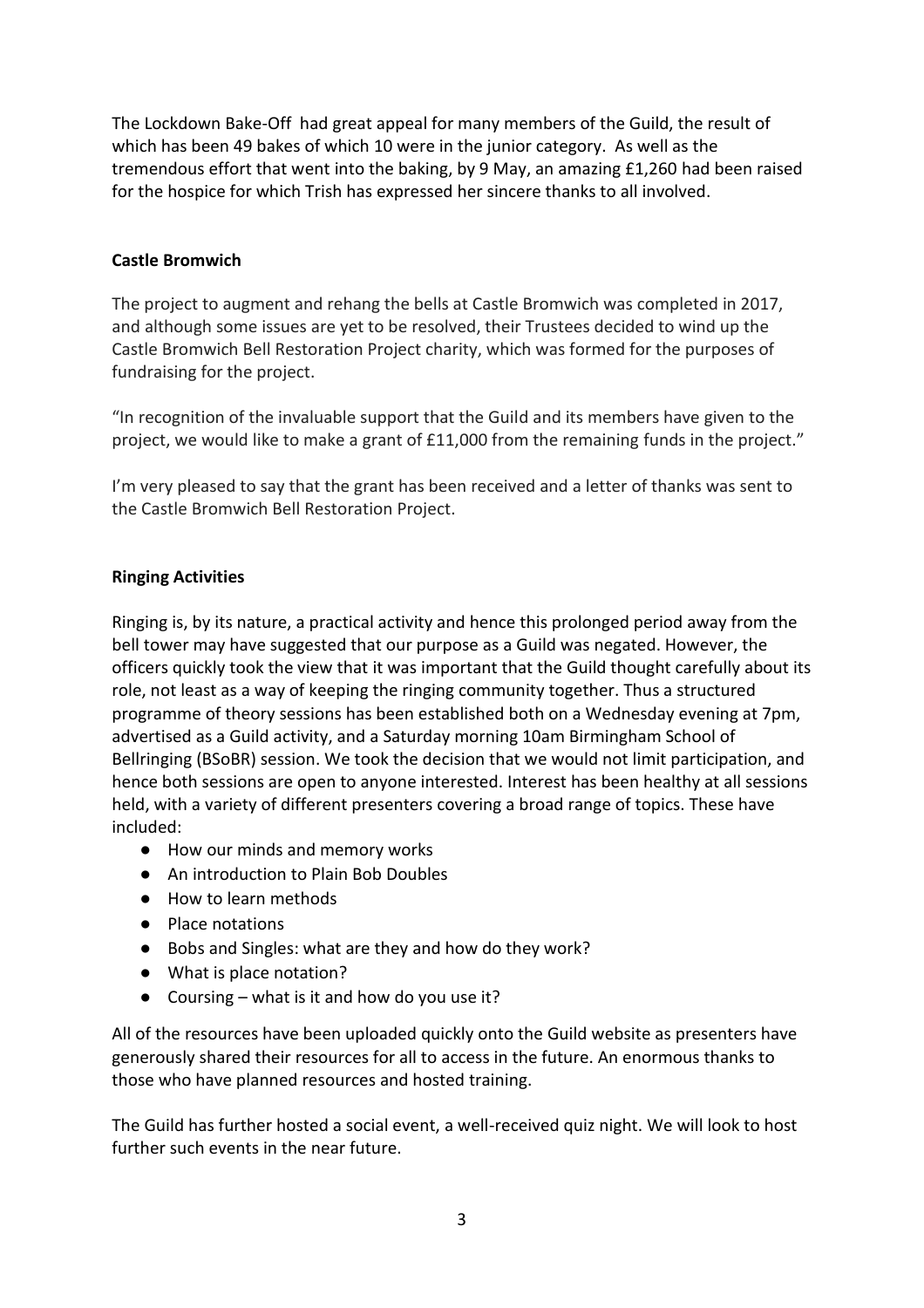The Lockdown Bake-Off had great appeal for many members of the Guild, the result of which has been 49 bakes of which 10 were in the junior category. As well as the tremendous effort that went into the baking, by 9 May, an amazing £1,260 had been raised for the hospice for which Trish has expressed her sincere thanks to all involved.

**Castle Bromwich**

The project to augment and rehang the bells at Castle Bromwich was completed in 2017, and although some issues are yet to be resolved, their Trustees decided to wind up the Castle Bromwich Bell Restoration Project charity, which was formed for the purposes of fundraising for the project.

"In recognition of the invaluable support that the Guild and its members have given to the project, we would like to make a grant of £11,000 from the remaining funds in the project."

I'm very pleased to say that the grant has been received and a letter of thanks was sent to the Castle Bromwich Bell Restoration Project.

**Ringing Activities**

Ringing is, by its nature, a practical activity and hence this prolonged period away from the bell tower may have suggested that our purpose as a Guild was negated. However, the officers quickly took the view that it was important that the Guild thought carefully about its role, not least as a way of keeping the ringing community together. Thus a structured programme of theory sessions has been established both on a Wednesday evening at 7pm, advertised as a Guild activity, and a Saturday morning 10am Birmingham School of Bellringing (BSoBR) session. We took the decision that we would not limit participation, and hence both sessions are open to anyone interested. Interest has been healthy at all sessions held, with a variety of different presenters covering a broad range of topics. These have included:

- How our minds and memory works
- An introduction to Plain Bob Doubles
- How to learn methods
- Place notations
- Bobs and Singles: what are they and how do they work?
- What is place notation?
- Coursing – what is it and how do you use it?

All of the resources have been uploaded quickly onto the Guild website as presenters have generously shared their resources for all to access in the future. An enormous thanks to those who have planned resources and hosted training.

The Guild has further hosted a social event, a well-received quiz night. We will look to host further such events in the near future.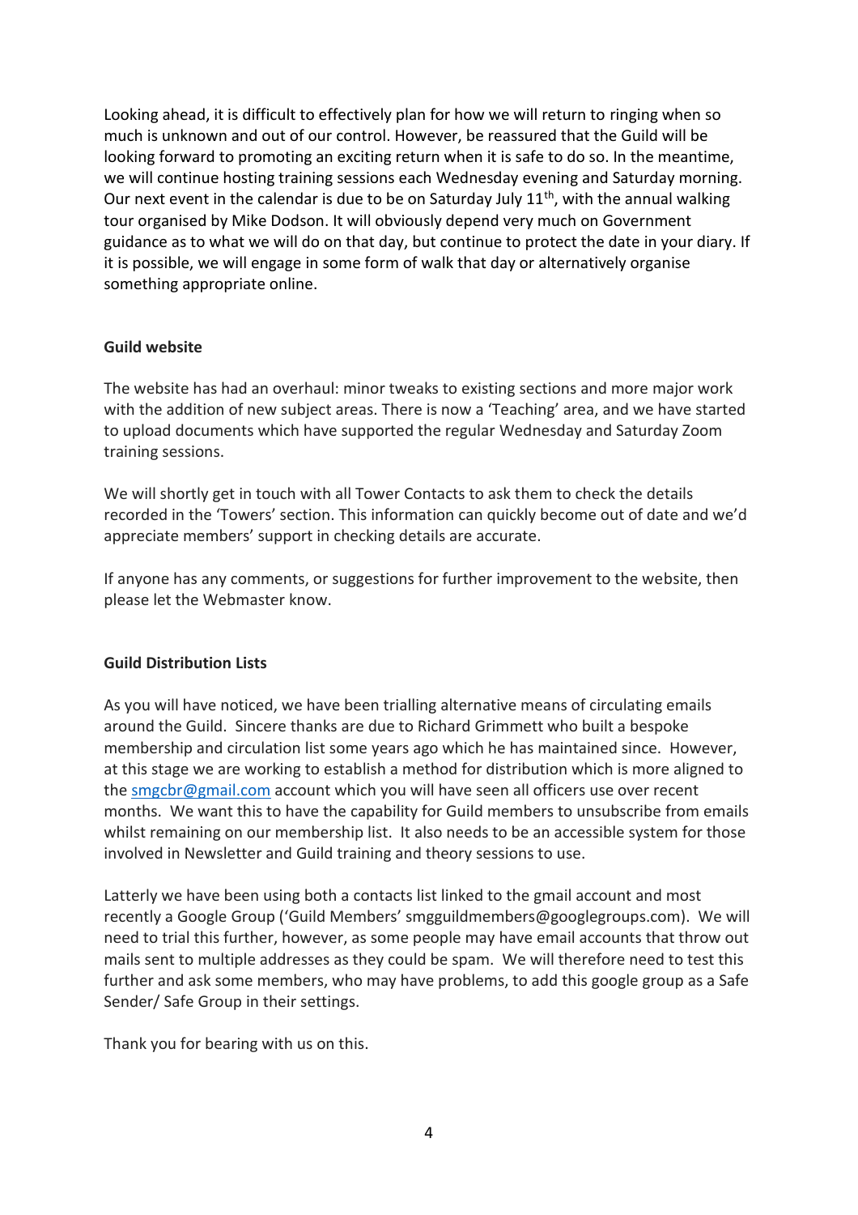Looking ahead, it is difficult to effectively plan for how we will return to ringing when so much is unknown and out of our control. However, be reassured that the Guild will be looking forward to promoting an exciting return when it is safe to do so. In the meantime, we will continue hosting training sessions each Wednesday evening and Saturday morning. Our next event in the calendar is due to be on Saturday July 11th, with the annual walking tour organised by Mike Dodson. It will obviously depend very much on Government guidance as to what we will do on that day, but continue to protect the date in your diary. If it is possible, we will engage in some form of walk that day or alternatively organise something appropriate online.

**Guild website**

The website has had an overhaul: minor tweaks to existing sections and more major work with the addition of new subject areas. There is now a 'Teaching' area, and we have started to upload documents which have supported the regular Wednesday and Saturday Zoom training sessions.

We will shortly get in touch with all Tower Contacts to ask them to check the details recorded in the 'Towers' section. This information can quickly become out of date and we'd appreciate members' support in checking details are accurate.

If anyone has any comments, or suggestions for further improvement to the website, then please let the Webmaster know.

**Guild Distribution Lists**

As you will have noticed, we have been trialling alternative means of circulating emails around the Guild. Sincere thanks are due to Richard Grimmett who built a bespoke membership and circulation list some years ago which he has maintained since. However, at this stage we are working to establish a method for distribution which is more aligned to the [smgcbr@gmail.com](mailto:smgcbr@gmail.com) account which you will have seen all officers use over recent months. We want this to have the capability for Guild members to unsubscribe from emails whilst remaining on our membership list. It also needs to be an accessible system for those involved in Newsletter and Guild training and theory sessions to use.

Latterly we have been using both a contacts list linked to the gmail account and most recently a Google Group ('Guild Members' smgguildmembers@googlegroups.com). We will need to trial this further, however, as some people may have email accounts that throw out mails sent to multiple addresses as they could be spam. We will therefore need to test this further and ask some members, who may have problems, to add this google group as a Safe Sender/ Safe Group in their settings.

Thank you for bearing with us on this.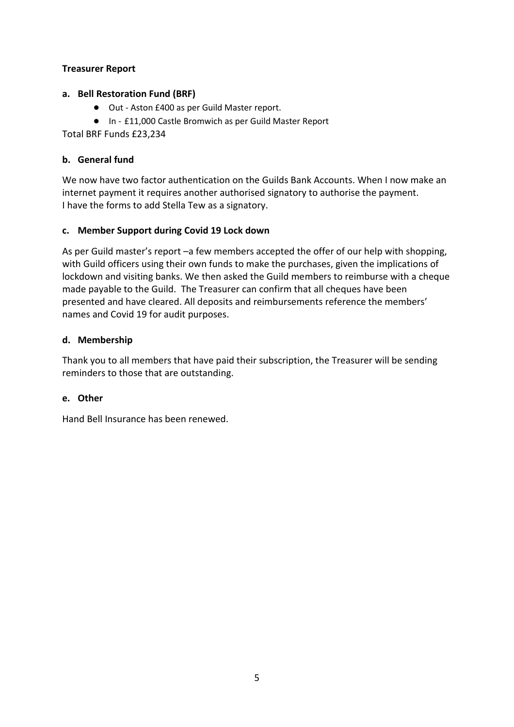**Treasurer Report**

**a. Bell Restoration Fund (BRF)**

- Out - Aston £400 as per Guild Master report.
- In - £11,000 Castle Bromwich as per Guild Master Report

Total BRF Funds £23,234

**b. General fund**

We now have two factor authentication on the Guilds Bank Accounts. When I now make an internet payment it requires another authorised signatory to authorise the payment.
I have the forms to add Stella Tew as a signatory.

**c. Member Support during Covid 19 Lock down**

As per Guild master's report –a few members accepted the offer of our help with shopping, with Guild officers using their own funds to make the purchases, given the implications of lockdown and visiting banks. We then asked the Guild members to reimburse with a cheque made payable to the Guild. The Treasurer can confirm that all cheques have been presented and have cleared. All deposits and reimbursements reference the members' names and Covid 19 for audit purposes.

**d. Membership**

Thank you to all members that have paid their subscription, the Treasurer will be sending reminders to those that are outstanding.

**e. Other**

Hand Bell Insurance has been renewed.